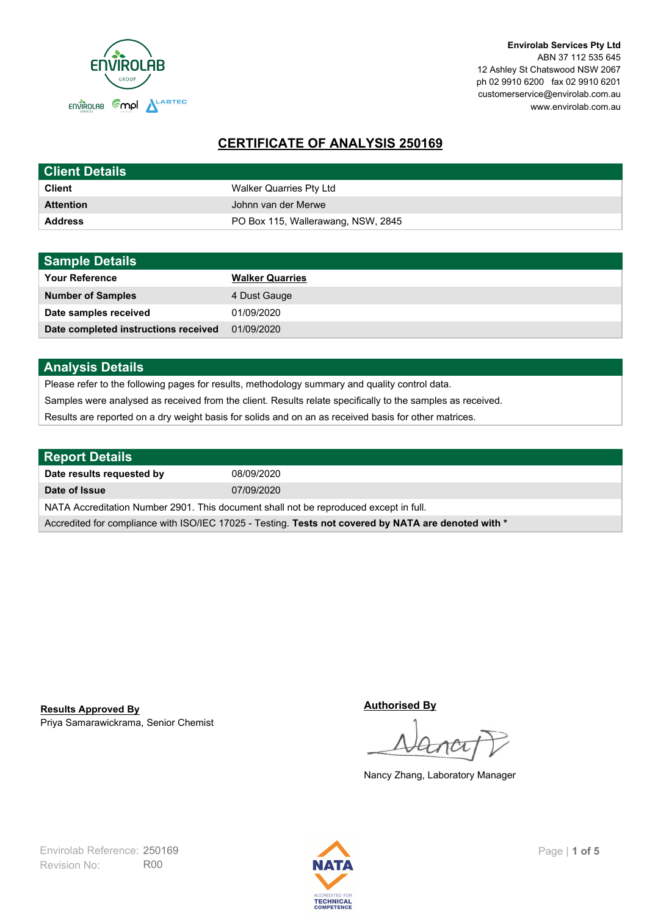**Envirolab Services Pty Ltd**
ABN 37 112 535 645
12 Ashley St Chatswood NSW 2067
ph 02 9910 6200 fax 02 9910 6201
customerservice@envirolab.com.au
www.envirolab.com.au

# CERTIFICATE OF ANALYSIS 250169

## Client Details

| | |
|---|---|
| **Client** | Walker Quarries Pty Ltd |
| **Attention** | Johnn van der Merwe |
| **Address** | PO Box 115, Wallerawang, NSW, 2845 |

## Sample Details

| | |
|---|---|
| **Your Reference** | **Walker Quarries** |
| **Number of Samples** | 4 Dust Gauge |
| **Date samples received** | 01/09/2020 |
| **Date completed instructions received** | 01/09/2020 |

## Analysis Details

Please refer to the following pages for results, methodology summary and quality control data.

Samples were analysed as received from the client. Results relate specifically to the samples as received.

Results are reported on a dry weight basis for solids and on an as received basis for other matrices.

## Report Details

| | |
|---|---|
| **Date results requested by** | 08/09/2020 |
| **Date of Issue** | 07/09/2020 |

NATA Accreditation Number 2901. This document shall not be reproduced except in full.

Accredited for compliance with ISO/IEC 17025 - Testing. **Tests not covered by NATA are denoted with ***

**Results Approved By**
Priya Samarawickrama, Senior Chemist

**Authorised By**

Nancy Zhang, Laboratory Manager

Envirolab Reference: 250169
Revision No: R00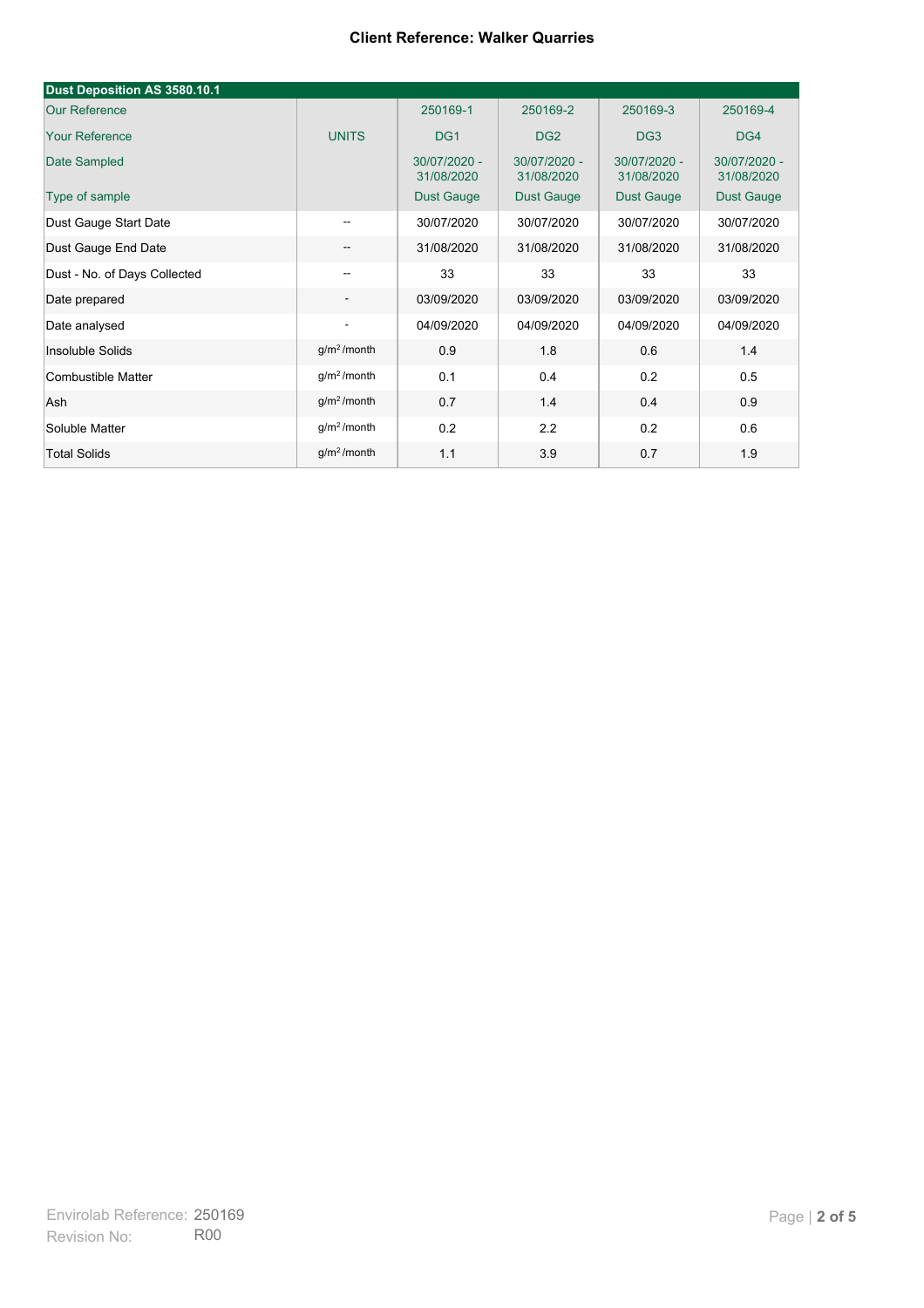**Client Reference: Walker Quarries**

| Dust Deposition AS 3580.10.1 | | | | | |
|---|---|---|---|---|---|
| Our Reference | | 250169-1 | 250169-2 | 250169-3 | 250169-4 |
| Your Reference | UNITS | DG1 | DG2 | DG3 | DG4 |
| Date Sampled | | 30/07/2020 - 31/08/2020 | 30/07/2020 - 31/08/2020 | 30/07/2020 - 31/08/2020 | 30/07/2020 - 31/08/2020 |
| Type of sample | | Dust Gauge | Dust Gauge | Dust Gauge | Dust Gauge |
| Dust Gauge Start Date | -- | 30/07/2020 | 30/07/2020 | 30/07/2020 | 30/07/2020 |
| Dust Gauge End Date | -- | 31/08/2020 | 31/08/2020 | 31/08/2020 | 31/08/2020 |
| Dust - No. of Days Collected | -- | 33 | 33 | 33 | 33 |
| Date prepared | - | 03/09/2020 | 03/09/2020 | 03/09/2020 | 03/09/2020 |
| Date analysed | - | 04/09/2020 | 04/09/2020 | 04/09/2020 | 04/09/2020 |
| Insoluble Solids | $g/m^2$/month | 0.9 | 1.8 | 0.6 | 1.4 |
| Combustible Matter | $g/m^2$/month | 0.1 | 0.4 | 0.2 | 0.5 |
| Ash | $g/m^2$/month | 0.7 | 1.4 | 0.4 | 0.9 |
| Soluble Matter | $g/m^2$/month | 0.2 | 2.2 | 0.2 | 0.6 |
| Total Solids | $g/m^2$/month | 1.1 | 3.9 | 0.7 | 1.9 |

Envirolab Reference: 250169
Revision No: R00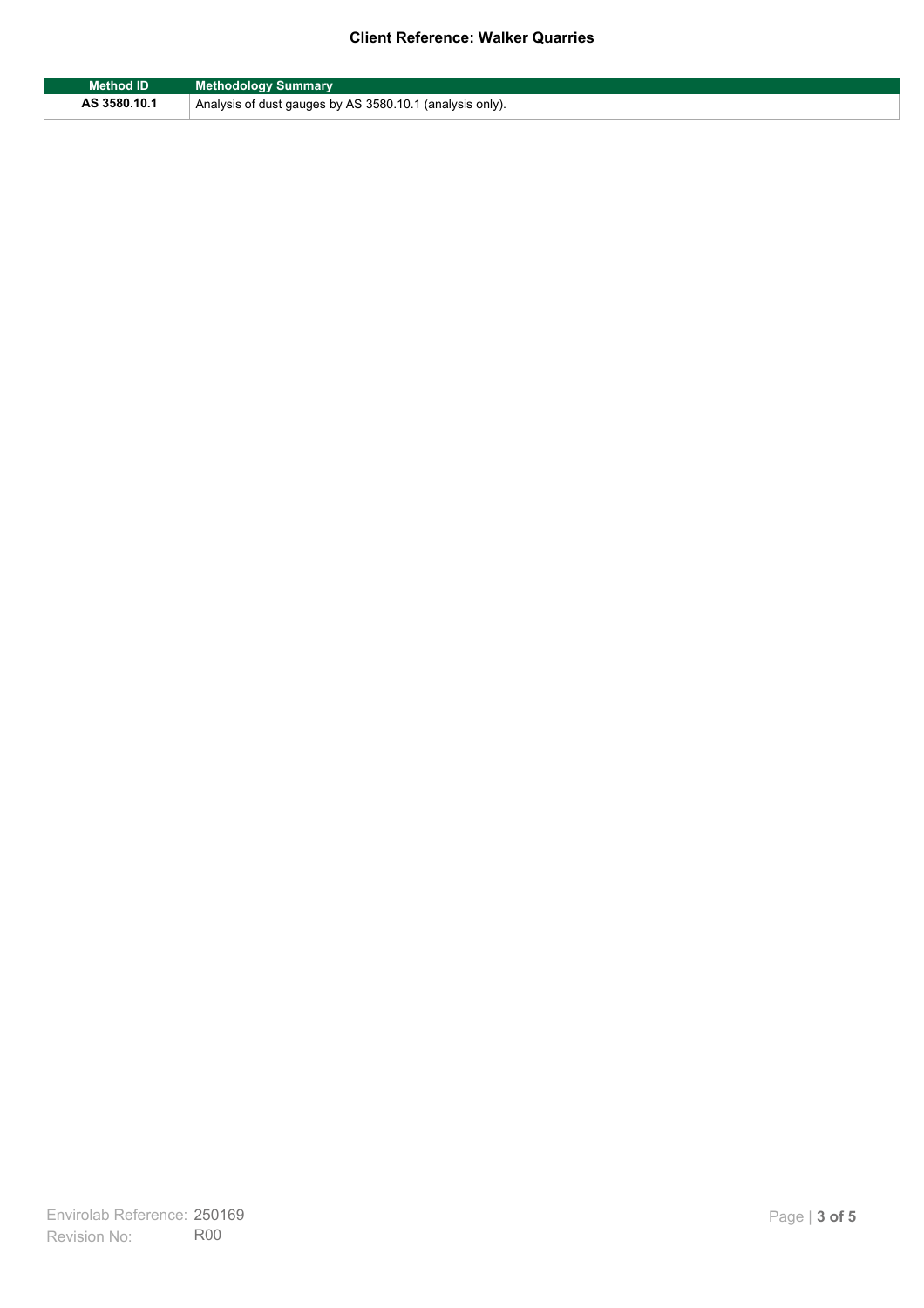| Method ID | Methodology Summary |
| --- | --- |
| AS 3580.10.1 | Analysis of dust gauges by AS 3580.10.1 (analysis only). |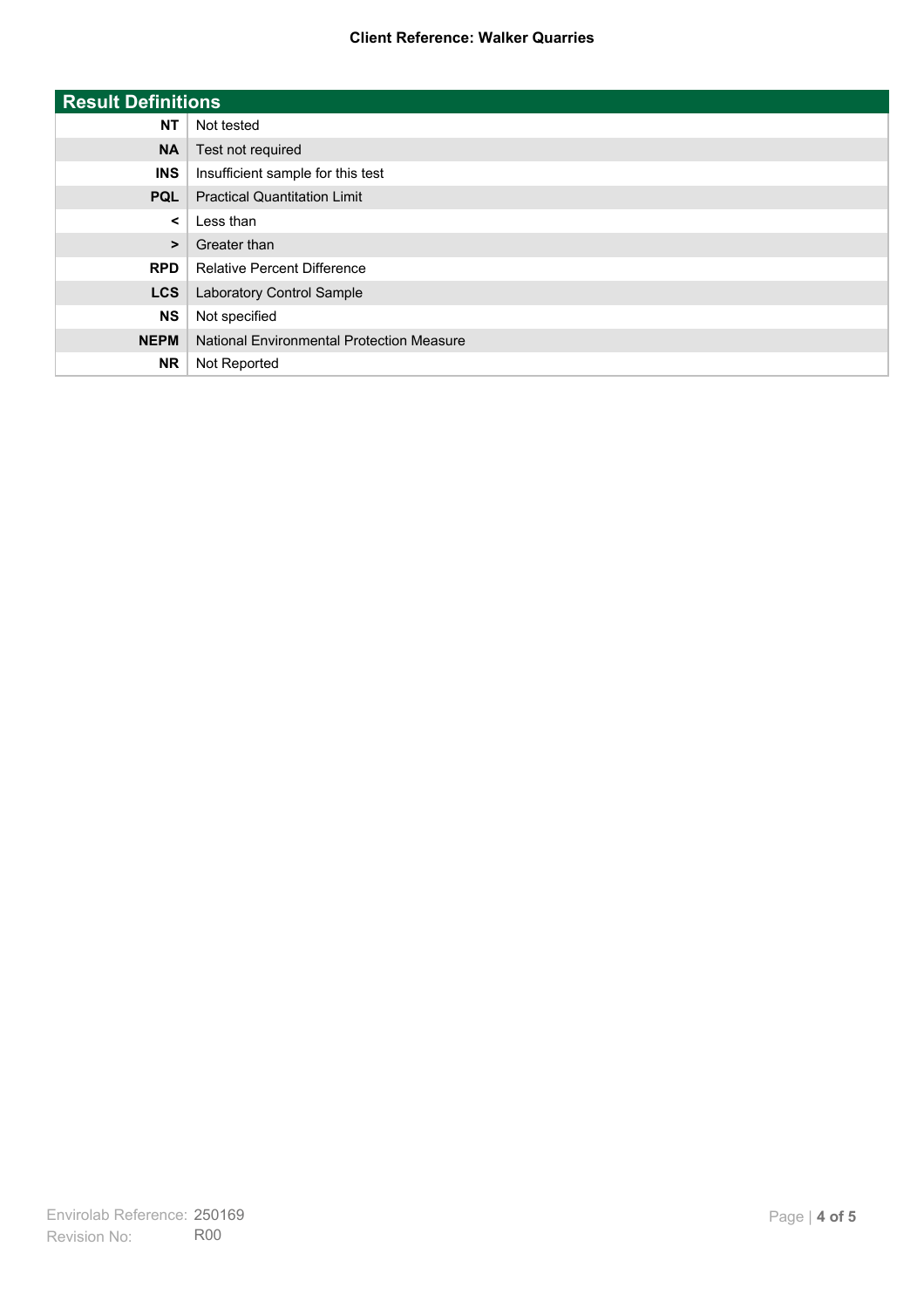**Client Reference: Walker Quarries**

| Result Definitions | |
|---|---|
| **NT** | Not tested |
| **NA** | Test not required |
| **INS** | Insufficient sample for this test |
| **PQL** | Practical Quantitation Limit |
| **<** | Less than |
| **>** | Greater than |
| **RPD** | Relative Percent Difference |
| **LCS** | Laboratory Control Sample |
| **NS** | Not specified |
| **NEPM** | National Environmental Protection Measure |
| **NR** | Not Reported |

Envirolab Reference: 250169
Revision No: R00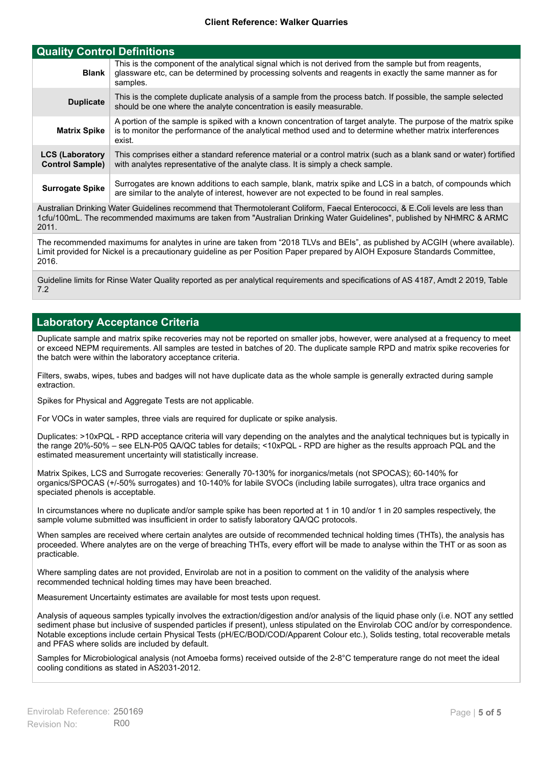## Quality Control Definitions

| | |
|---|---|
| **Blank** | This is the component of the analytical signal which is not derived from the sample but from reagents, glassware etc, can be determined by processing solvents and reagents in exactly the same manner as for samples. |
| **Duplicate** | This is the complete duplicate analysis of a sample from the process batch. If possible, the sample selected should be one where the analyte concentration is easily measurable. |
| **Matrix Spike** | A portion of the sample is spiked with a known concentration of target analyte. The purpose of the matrix spike is to monitor the performance of the analytical method used and to determine whether matrix interferences exist. |
| **LCS (Laboratory Control Sample)** | This comprises either a standard reference material or a control matrix (such as a blank sand or water) fortified with analytes representative of the analyte class. It is simply a check sample. |
| **Surrogate Spike** | Surrogates are known additions to each sample, blank, matrix spike and LCS in a batch, of compounds which are similar to the analyte of interest, however are not expected to be found in real samples. |

Australian Drinking Water Guidelines recommend that Thermotolerant Coliform, Faecal Enterococci, & E.Coli levels are less than 1cfu/100mL. The recommended maximums are taken from "Australian Drinking Water Guidelines", published by NHMRC & ARMC 2011.

The recommended maximums for analytes in urine are taken from “2018 TLVs and BEIs”, as published by ACGIH (where available). Limit provided for Nickel is a precautionary guideline as per Position Paper prepared by AIOH Exposure Standards Committee, 2016.

Guideline limits for Rinse Water Quality reported as per analytical requirements and specifications of AS 4187, Amdt 2 2019, Table 7.2

## Laboratory Acceptance Criteria

Duplicate sample and matrix spike recoveries may not be reported on smaller jobs, however, were analysed at a frequency to meet or exceed NEPM requirements. All samples are tested in batches of 20. The duplicate sample RPD and matrix spike recoveries for the batch were within the laboratory acceptance criteria.

Filters, swabs, wipes, tubes and badges will not have duplicate data as the whole sample is generally extracted during sample extraction.

Spikes for Physical and Aggregate Tests are not applicable.

For VOCs in water samples, three vials are required for duplicate or spike analysis.

Duplicates: >10xPQL - RPD acceptance criteria will vary depending on the analytes and the analytical techniques but is typically in the range 20%-50% – see ELN-P05 QA/QC tables for details; <10xPQL - RPD are higher as the results approach PQL and the estimated measurement uncertainty will statistically increase.

Matrix Spikes, LCS and Surrogate recoveries: Generally 70-130% for inorganics/metals (not SPOCAS); 60-140% for organics/SPOCAS (+/-50% surrogates) and 10-140% for labile SVOCs (including labile surrogates), ultra trace organics and speciated phenols is acceptable.

In circumstances where no duplicate and/or sample spike has been reported at 1 in 10 and/or 1 in 20 samples respectively, the sample volume submitted was insufficient in order to satisfy laboratory QA/QC protocols.

When samples are received where certain analytes are outside of recommended technical holding times (THTs), the analysis has proceeded. Where analytes are on the verge of breaching THTs, every effort will be made to analyse within the THT or as soon as practicable.

Where sampling dates are not provided, Envirolab are not in a position to comment on the validity of the analysis where recommended technical holding times may have been breached.

Measurement Uncertainty estimates are available for most tests upon request.

Analysis of aqueous samples typically involves the extraction/digestion and/or analysis of the liquid phase only (i.e. NOT any settled sediment phase but inclusive of suspended particles if present), unless stipulated on the Envirolab COC and/or by correspondence. Notable exceptions include certain Physical Tests (pH/EC/BOD/COD/Apparent Colour etc.), Solids testing, total recoverable metals and PFAS where solids are included by default.

Samples for Microbiological analysis (not Amoeba forms) received outside of the 2-8°C temperature range do not meet the ideal cooling conditions as stated in AS2031-2012.